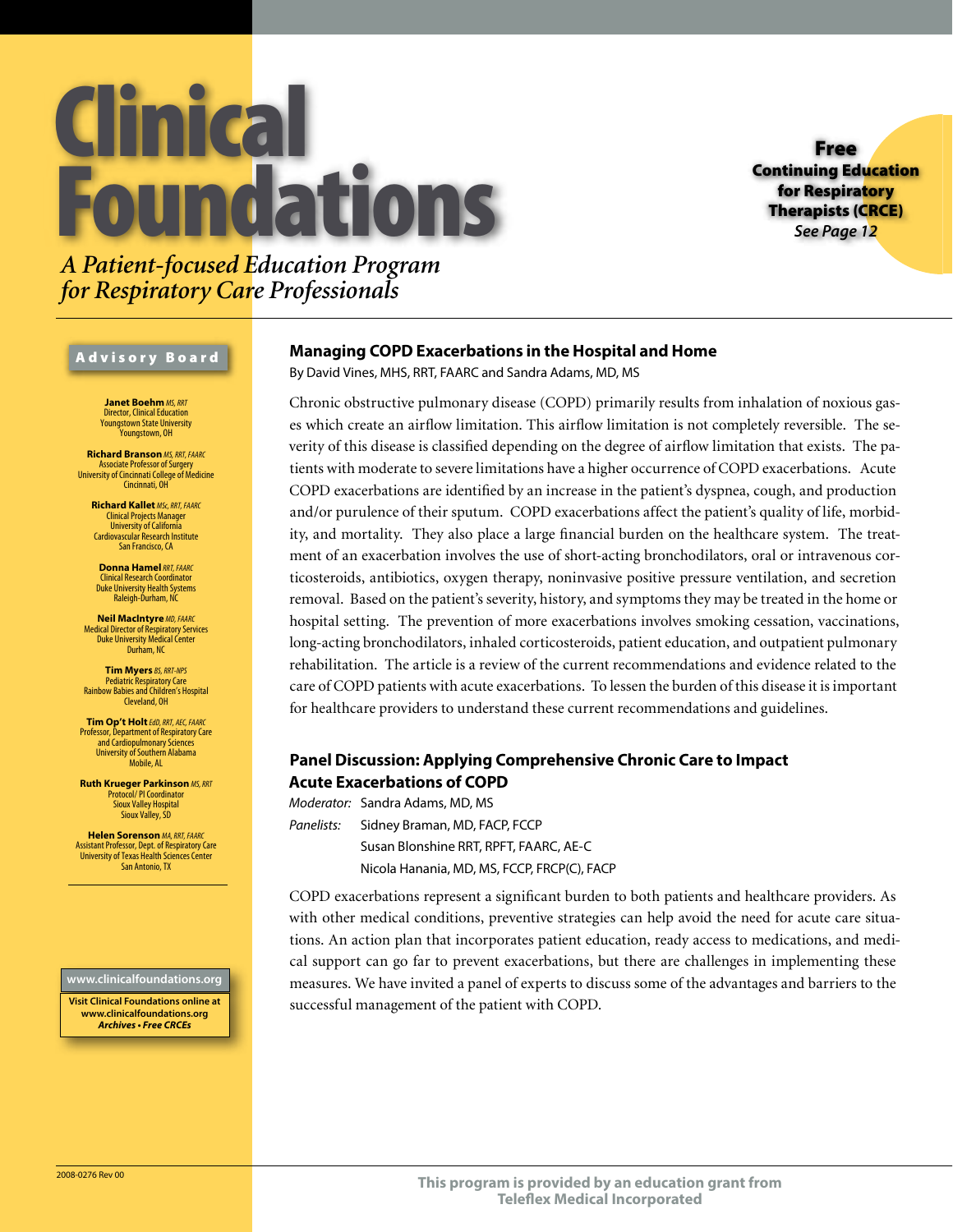# Clinical Foundations

*A Patient-focused Education Program for Respiratory Care Professionals*

**Free Continuing Education for Respiratory Therapists (CRCE)**
*See Page 12*

## Advisory Board

**Janet Boehm** *MS, RRT*
Director, Clinical Education
Youngstown State University
Youngstown, OH

**Richard Branson** *MS, RRT, FAARC*
Associate Professor of Surgery
University of Cincinnati College of Medicine
Cincinnati, OH

**Richard Kallet** *MSc, RRT, FAARC*
Clinical Projects Manager
University of California
Cardiovascular Research Institute
San Francisco, CA

**Donna Hamel** *RRT, FAARC*
Clinical Research Coordinator
Duke University Health Systems
Raleigh-Durham, NC

**Neil MacIntyre** *MD, FAARC*
Medical Director of Respiratory Services
Duke University Medical Center
Durham, NC

**Tim Myers** *BS, RRT-NPS*
Pediatric Respiratory Care
Rainbow Babies and Children's Hospital
Cleveland, OH

**Tim Op't Holt** *EdD, RRT, AEC, FAARC*
Professor, Department of Respiratory Care and Cardiopulmonary Sciences
University of Southern Alabama
Mobile, AL

**Ruth Krueger Parkinson** *MS, RRT*
Protocol/ PI Coordinator
Sioux Valley Hospital
Sioux Valley, SD

**Helen Sorenson** *MA, RRT, FAARC*
Assistant Professor, Dept. of Respiratory Care
University of Texas Health Sciences Center
San Antonio, TX

**www.clinicalfoundations.org**

**Visit Clinical Foundations online at www.clinicalfoundations.org**
***Archives • Free CRCEs***

## Managing COPD Exacerbations in the Hospital and Home

By David Vines, MHS, RRT, FAARC and Sandra Adams, MD, MS

Chronic obstructive pulmonary disease (COPD) primarily results from inhalation of noxious gases which create an airflow limitation. This airflow limitation is not completely reversible. The severity of this disease is classified depending on the degree of airflow limitation that exists. The patients with moderate to severe limitations have a higher occurrence of COPD exacerbations. Acute COPD exacerbations are identified by an increase in the patient's dyspnea, cough, and production and/or purulence of their sputum. COPD exacerbations affect the patient's quality of life, morbidity, and mortality. They also place a large financial burden on the healthcare system. The treatment of an exacerbation involves the use of short-acting bronchodilators, oral or intravenous corticosteroids, antibiotics, oxygen therapy, noninvasive positive pressure ventilation, and secretion removal. Based on the patient's severity, history, and symptoms they may be treated in the home or hospital setting. The prevention of more exacerbations involves smoking cessation, vaccinations, long-acting bronchodilators, inhaled corticosteroids, patient education, and outpatient pulmonary rehabilitation. The article is a review of the current recommendations and evidence related to the care of COPD patients with acute exacerbations. To lessen the burden of this disease it is important for healthcare providers to understand these current recommendations and guidelines.

## Panel Discussion: Applying Comprehensive Chronic Care to Impact Acute Exacerbations of COPD

*Moderator:* Sandra Adams, MD, MS
*Panelists:* Sidney Braman, MD, FACP, FCCP
Susan Blonshine RRT, RPFT, FAARC, AE-C
Nicola Hanania, MD, MS, FCCP, FRCP(C), FACP

COPD exacerbations represent a significant burden to both patients and healthcare providers. As with other medical conditions, preventive strategies can help avoid the need for acute care situations. An action plan that incorporates patient education, ready access to medications, and medical support can go far to prevent exacerbations, but there are challenges in implementing these measures. We have invited a panel of experts to discuss some of the advantages and barriers to the successful management of the patient with COPD.

2008-0276 Rev 00

**This program is provided by an education grant from Teleflex Medical Incorporated**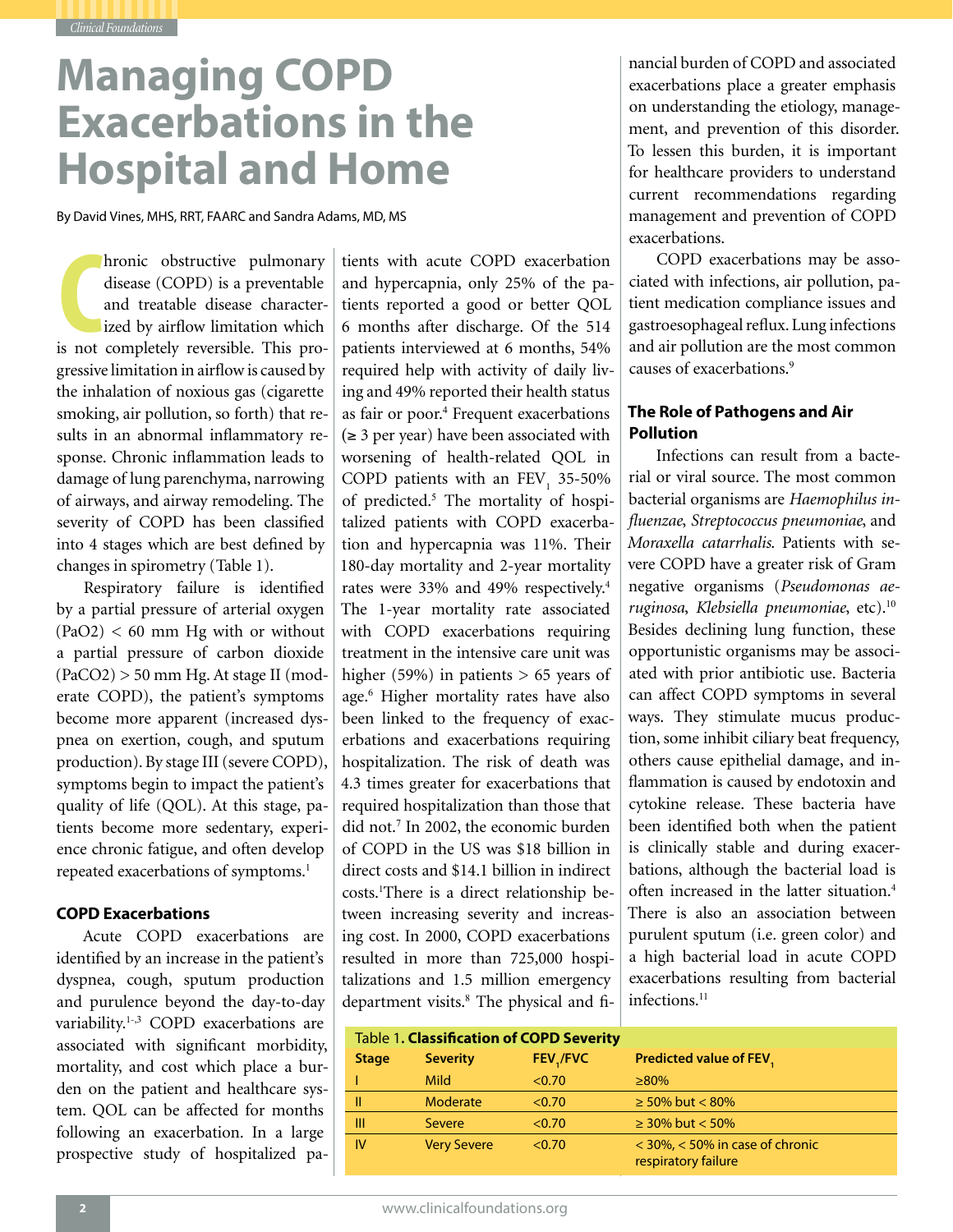#### Managing COPD Exacerbations in the Hospital and Home

By David Vines, MHS, RRT, FAARC and Sandra Adams, MD, MS

Chronic obstructive pulmonary disease (COPD) is a preventable and treatable disease characterized by airflow limitation which is not completely reversible. This progressive limitation in airflow is caused by the inhalation of noxious gas (cigarette smoking, air pollution, so forth) that results in an abnormal inflammatory response. Chronic inflammation leads to damage of lung parenchyma, narrowing of airways, and airway remodeling. The severity of COPD has been classified into 4 stages which are best defined by changes in spirometry (Table 1).

Respiratory failure is identified by a partial pressure of arterial oxygen (PaO2) < 60 mm Hg with or without a partial pressure of carbon dioxide (PaCO2) > 50 mm Hg. At stage II (moderate COPD), the patient's symptoms become more apparent (increased dyspnea on exertion, cough, and sputum production). By stage III (severe COPD), symptoms begin to impact the patient's quality of life (QOL). At this stage, patients become more sedentary, experience chronic fatigue, and often develop repeated exacerbations of symptoms.[1]

## COPD Exacerbations

Acute COPD exacerbations are identified by an increase in the patient's dyspnea, cough, sputum production and purulence beyond the day-to-day variability.[1-3] COPD exacerbations are associated with significant morbidity, mortality, and cost which place a burden on the patient and healthcare system. QOL can be affected for months following an exacerbation. In a large prospective study of hospitalized patients with acute COPD exacerbation and hypercapnia, only 25% of the patients reported a good or better QOL 6 months after discharge. Of the 514 patients interviewed at 6 months, 54% required help with activity of daily living and 49% reported their health status as fair or poor.[4] Frequent exacerbations (≥ 3 per year) have been associated with worsening of health-related QOL in COPD patients with an $FEV_1$ 35-50% of predicted.[5] The mortality of hospitalized patients with COPD exacerbation and hypercapnia was 11%. Their 180-day mortality and 2-year mortality rates were 33% and 49% respectively.[4] The 1-year mortality rate associated with COPD exacerbations requiring treatment in the intensive care unit was higher (59%) in patients > 65 years of age.[6] Higher mortality rates have also been linked to the frequency of exacerbations and exacerbations requiring hospitalization. The risk of death was 4.3 times greater for exacerbations that required hospitalization than those that did not.[7] In 2002, the economic burden of COPD in the US was $18 billion in direct costs and $14.1 billion in indirect costs.[1] There is a direct relationship between increasing severity and increasing cost. In 2000, COPD exacerbations resulted in more than 725,000 hospitalizations and 1.5 million emergency department visits.[8] The physical and financial burden of COPD and associated exacerbations place a greater emphasis on understanding the etiology, management, and prevention of this disorder. To lessen this burden, it is important for healthcare providers to understand current recommendations regarding management and prevention of COPD exacerbations.

COPD exacerbations may be associated with infections, air pollution, patient medication compliance issues and gastroesophageal reflux. Lung infections and air pollution are the most common causes of exacerbations.[9]

## The Role of Pathogens and Air Pollution

Infections can result from a bacterial or viral source. The most common bacterial organisms are *Haemophilus influenzae*, *Streptococcus pneumoniae*, and *Moraxella catarrhalis*. Patients with severe COPD have a greater risk of Gram negative organisms (*Pseudomonas aeruginosa*, *Klebsiella pneumoniae*, etc).[10] Besides declining lung function, these opportunistic organisms may be associated with prior antibiotic use. Bacteria can affect COPD symptoms in several ways. They stimulate mucus production, some inhibit ciliary beat frequency, others cause epithelial damage, and inflammation is caused by endotoxin and cytokine release. These bacteria have been identified both when the patient is clinically stable and during exacerbations, although the bacterial load is often increased in the latter situation.[4] There is also an association between purulent sputum (i.e. green color) and a high bacterial load in acute COPD exacerbations resulting from bacterial infections.[11]

Table 1. **Classification of COPD Severity**

| Stage | Severity | $FEV_1/FVC$ | Predicted value of $FEV_1$ |
|---|---|---|---|
| I | Mild | <0.70 | ≥80% |
| II | Moderate | <0.70 | ≥ 50% but < 80% |
| III | Severe | <0.70 | ≥ 30% but < 50% |
| IV | Very Severe | <0.70 | < 30%, < 50% in case of chronic respiratory failure |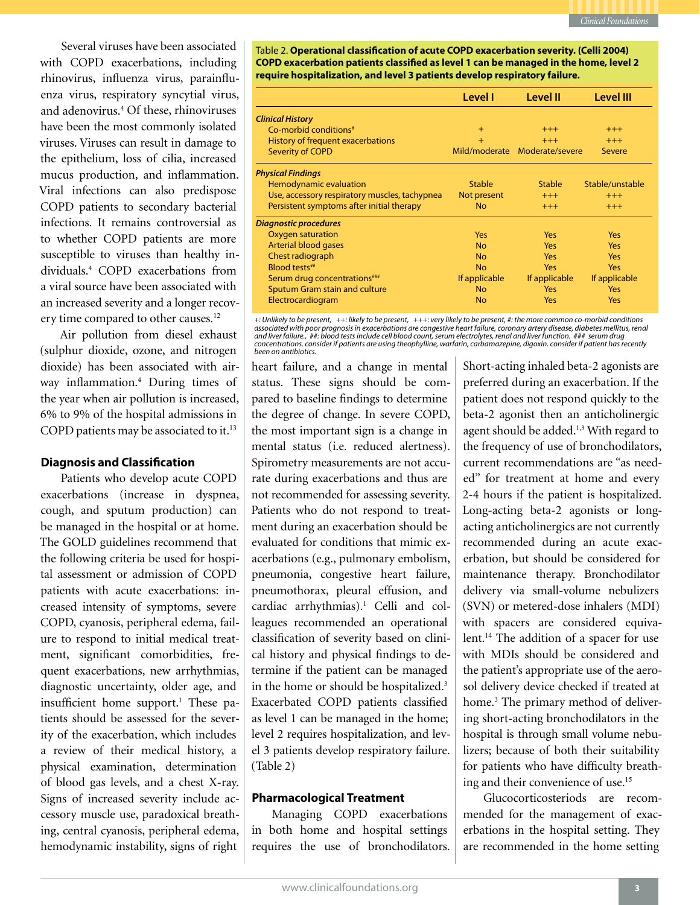Several viruses have been associated with COPD exacerbations, including rhinovirus, influenza virus, parainfluenza virus, respiratory syncytial virus, and adenovirus.[4] Of these, rhinoviruses have been the most commonly isolated viruses. Viruses can result in damage to the epithelium, loss of cilia, increased mucus production, and inflammation. Viral infections can also predispose COPD patients to secondary bacterial infections. It remains controversial as to whether COPD patients are more susceptible to viruses than healthy individuals.[4] COPD exacerbations from a viral source have been associated with an increased severity and a longer recovery time compared to other causes.[12]

Air pollution from diesel exhaust (sulphur dioxide, ozone, and nitrogen dioxide) has been associated with airway inflammation.[4] During times of the year when air pollution is increased, 6% to 9% of the hospital admissions in COPD patients may be associated to it.[13]

## Diagnosis and Classification

Patients who develop acute COPD exacerbations (increase in dyspnea, cough, and sputum production) can be managed in the hospital or at home. The GOLD guidelines recommend that the following criteria be used for hospital assessment or admission of COPD patients with acute exacerbations: increased intensity of symptoms, severe COPD, cyanosis, peripheral edema, failure to respond to initial medical treatment, significant comorbidities, frequent exacerbations, new arrhythmias, diagnostic uncertainty, older age, and insufficient home support.[1] These patients should be assessed for the severity of the exacerbation, which includes a review of their medical history, a physical examination, determination of blood gas levels, and a chest X-ray. Signs of increased severity include accessory muscle use, paradoxical breathing, central cyanosis, peripheral edema, hemodynamic instability, signs of right heart failure, and a change in mental status. These signs should be compared to baseline findings to determine the degree of change. In severe COPD, the most important sign is a change in mental status (i.e. reduced alertness). Spirometry measurements are not accurate during exacerbations and thus are not recommended for assessing severity. Patients who do not respond to treatment during an exacerbation should be evaluated for conditions that mimic exacerbations (e.g., pulmonary embolism, pneumonia, congestive heart failure, pneumothorax, pleural effusion, and cardiac arrhythmias).[1] Celli and colleagues recommended an operational classification of severity based on clinical history and physical findings to determine if the patient can be managed in the home or should be hospitalized.[3] Exacerbated COPD patients classified as level 1 can be managed in the home; level 2 requires hospitalization, and level 3 patients develop respiratory failure. (Table 2)

Table 2. **Operational classification of acute COPD exacerbation severity. (Celli 2004) COPD exacerbation patients classified as level 1 can be managed in the home, level 2 require hospitalization, and level 3 patients develop respiratory failure.**

| | Level I | Level II | Level III |
|---|---|---|---|
| ***Clinical History*** | | | |
| Co-morbid conditions# | + | +++ | +++ |
| History of frequent exacerbations | + | +++ | +++ |
| Severity of COPD | Mild/moderate | Moderate/severe | Severe |
| ***Physical Findings*** | | | |
| Hemodynamic evaluation | Stable | Stable | Stable/unstable |
| Use, accessory respiratory muscles, tachypnea | Not present | +++ | +++ |
| Persistent symptoms after initial therapy | No | +++ | +++ |
| ***Diagnostic procedures*** | | | |
| Oxygen saturation | Yes | Yes | Yes |
| Arterial blood gases | No | Yes | Yes |
| Chest radiograph | No | Yes | Yes |
| Blood tests## | No | Yes | Yes |
| Serum drug concentrations### | If applicable | If applicable | If applicable |
| Sputum Gram stain and culture | No | Yes | Yes |
| Electrocardiogram | No | Yes | Yes |

*+: Unlikely to be present, ++: likely to be present, +++: very likely to be present, #: the more common co-morbid conditions associated with poor prognosis in exacerbations are congestive heart failure, coronary artery disease, diabetes mellitus, renal and liver failure., ##: blood tests include cell blood count, serum electrolytes, renal and liver function. ### serum drug concentrations. consider if patients are using theophylline, warfarin, carbamazepine, digoxin. consider if patient has recently been on antibiotics.*

## Pharmacological Treatment

Managing COPD exacerbations in both home and hospital settings requires the use of bronchodilators. Short-acting inhaled beta-2 agonists are preferred during an exacerbation. If the patient does not respond quickly to the beta-2 agonist then an anticholinergic agent should be added.[1,3] With regard to the frequency of use of bronchodilators, current recommendations are "as needed" for treatment at home and every 2-4 hours if the patient is hospitalized. Long-acting beta-2 agonists or long-acting anticholinergics are not currently recommended during an acute exacerbation, but should be considered for maintenance therapy. Bronchodilator delivery via small-volume nebulizers (SVN) or metered-dose inhalers (MDI) with spacers are considered equivalent.[14] The addition of a spacer for use with MDIs should be considered and the patient's appropriate use of the aerosol delivery device checked if treated at home.[3] The primary method of delivering short-acting bronchodilators in the hospital is through small volume nebulizers; because of both their suitability for patients who have difficulty breathing and their convenience of use.[15]

Glucocorticosteriods are recommended for the management of exacerbations in the hospital setting. They are recommended in the home setting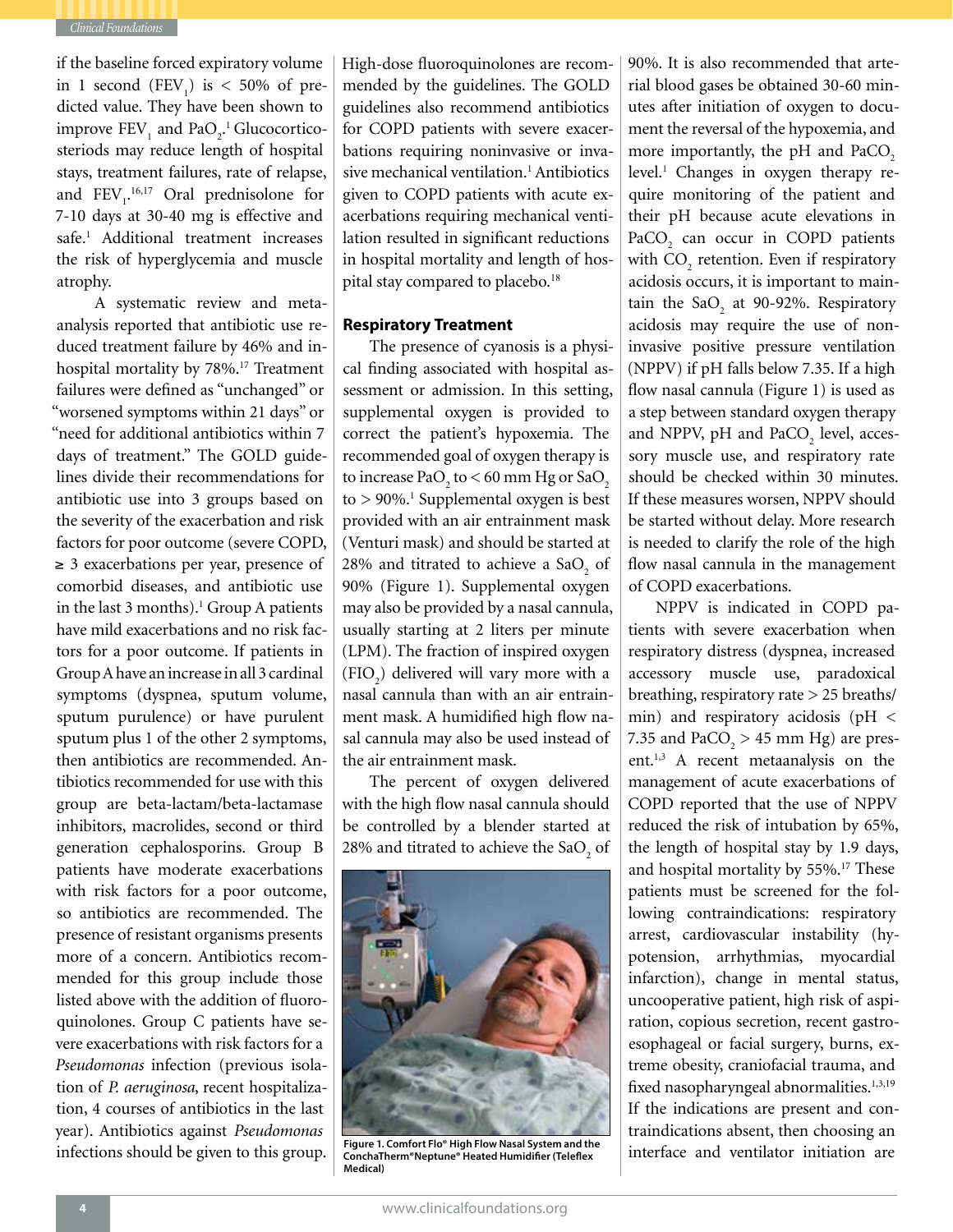if the baseline forced expiratory volume in 1 second ($FEV_1$) is < 50% of predicted value. They have been shown to improve $FEV_1$ and $PaO_2$.[1] Glucocorticosteroids may reduce length of hospital stays, treatment failures, rate of relapse, and $FEV_1$.[16,17] Oral prednisolone for 7-10 days at 30-40 mg is effective and safe.[1] Additional treatment increases the risk of hyperglycemia and muscle atrophy.

A systematic review and meta-analysis reported that antibiotic use reduced treatment failure by 46% and in-hospital mortality by 78%.[17] Treatment failures were defined as "unchanged" or "worsened symptoms within 21 days" or "need for additional antibiotics within 7 days of treatment." The GOLD guidelines divide their recommendations for antibiotic use into 3 groups based on the severity of the exacerbation and risk factors for poor outcome (severe COPD, ≥ 3 exacerbations per year, presence of comorbid diseases, and antibiotic use in the last 3 months).[1] Group A patients have mild exacerbations and no risk factors for a poor outcome. If patients in Group A have an increase in all 3 cardinal symptoms (dyspnea, sputum volume, sputum purulence) or have purulent sputum plus 1 of the other 2 symptoms, then antibiotics are recommended. Antibiotics recommended for use with this group are beta-lactam/beta-lactamase inhibitors, macrolides, second or third generation cephalosporins. Group B patients have moderate exacerbations with risk factors for a poor outcome, so antibiotics are recommended. The presence of resistant organisms presents more of a concern. Antibiotics recommended for this group include those listed above with the addition of fluoroquinolones. Group C patients have severe exacerbations with risk factors for a *Pseudomonas* infection (previous isolation of *P. aeruginosa*, recent hospitalization, 4 courses of antibiotics in the last year). Antibiotics against *Pseudomonas* infections should be given to this group. High-dose fluoroquinolones are recommended by the guidelines. The GOLD guidelines also recommend antibiotics for COPD patients with severe exacerbations requiring noninvasive or invasive mechanical ventilation.[1] Antibiotics given to COPD patients with acute exacerbations requiring mechanical ventilation resulted in significant reductions in hospital mortality and length of hospital stay compared to placebo.[18]

### Respiratory Treatment

The presence of cyanosis is a physical finding associated with hospital assessment or admission. In this setting, supplemental oxygen is provided to correct the patient's hypoxemia. The recommended goal of oxygen therapy is to increase $PaO_2$ to < 60 mm Hg or $SaO_2$ to > 90%.[1] Supplemental oxygen is best provided with an air entrainment mask (Venturi mask) and should be started at 28% and titrated to achieve a $SaO_2$ of 90% (Figure 1). Supplemental oxygen may also be provided by a nasal cannula, usually starting at 2 liters per minute (LPM). The fraction of inspired oxygen ($FIO_2$) delivered will vary more with a nasal cannula than with an air entrainment mask. A humidified high flow nasal cannula may also be used instead of the air entrainment mask.

The percent of oxygen delivered with the high flow nasal cannula should be controlled by a blender started at 28% and titrated to achieve the $SaO_2$ of 90%. It is also recommended that arterial blood gases be obtained 30-60 minutes after initiation of oxygen to document the reversal of the hypoxemia, and more importantly, the pH and $PaCO_2$ level.[1] Changes in oxygen therapy require monitoring of the patient and their pH because acute elevations in $PaCO_2$ can occur in COPD patients with $CO_2$ retention. Even if respiratory acidosis occurs, it is important to maintain the $SaO_2$ at 90-92%. Respiratory acidosis may require the use of noninvasive positive pressure ventilation (NPPV) if pH falls below 7.35. If a high flow nasal cannula (Figure 1) is used as a step between standard oxygen therapy and NPPV, pH and $PaCO_2$ level, accessory muscle use, and respiratory rate should be checked within 30 minutes. If these measures worsen, NPPV should be started without delay. More research is needed to clarify the role of the high flow nasal cannula in the management of COPD exacerbations.

**Figure 1. Comfort Flo® High Flow Nasal System and the ConchaTherm®Neptune® Heated Humidifier (Teleflex Medical)**

NPPV is indicated in COPD patients with severe exacerbation when respiratory distress (dyspnea, increased accessory muscle use, paradoxical breathing, respiratory rate > 25 breaths/min) and respiratory acidosis (pH < 7.35 and $PaCO_2$ > 45 mm Hg) are present.[1,3] A recent metaanalysis on the management of acute exacerbations of COPD reported that the use of NPPV reduced the risk of intubation by 65%, the length of hospital stay by 1.9 days, and hospital mortality by 55%.[17] These patients must be screened for the following contraindications: respiratory arrest, cardiovascular instability (hypotension, arrhythmias, myocardial infarction), change in mental status, uncooperative patient, high risk of aspiration, copious secretion, recent gastroesophageal or facial surgery, burns, extreme obesity, craniofacial trauma, and fixed nasopharyngeal abnormalities.[1,3,19] If the indications are present and contraindications absent, then choosing an interface and ventilator initiation are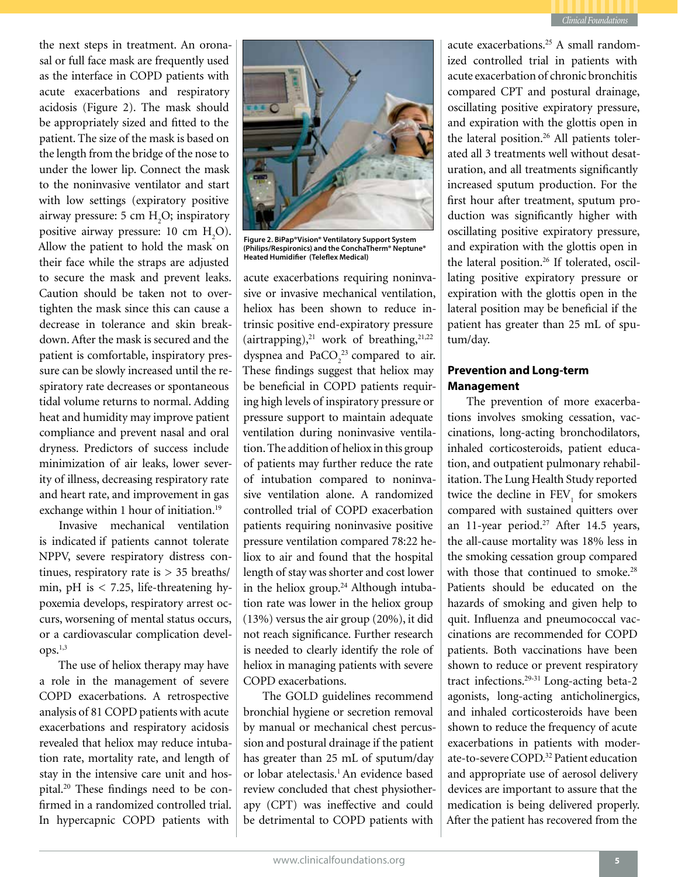the next steps in treatment. An oronasal or full face mask are frequently used as the interface in COPD patients with acute exacerbations and respiratory acidosis (Figure 2). The mask should be appropriately sized and fitted to the patient. The size of the mask is based on the length from the bridge of the nose to under the lower lip. Connect the mask to the noninvasive ventilator and start with low settings (expiratory positive airway pressure: 5 cm $H_2O$; inspiratory positive airway pressure: 10 cm $H_2O$). Allow the patient to hold the mask on their face while the straps are adjusted to secure the mask and prevent leaks. Caution should be taken not to overtighten the mask since this can cause a decrease in tolerance and skin breakdown. After the mask is secured and the patient is comfortable, inspiratory pressure can be slowly increased until the respiratory rate decreases or spontaneous tidal volume returns to normal. Adding heat and humidity may improve patient compliance and prevent nasal and oral dryness. Predictors of success include minimization of air leaks, lower severity of illness, decreasing respiratory rate and heart rate, and improvement in gas exchange within 1 hour of initiation.[19]

Invasive mechanical ventilation is indicated if patients cannot tolerate NPPV, severe respiratory distress continues, respiratory rate is > 35 breaths/min, pH is < 7.25, life-threatening hypoxemia develops, respiratory arrest occurs, worsening of mental status occurs, or a cardiovascular complication develops.[1,3]

**Figure 2. BiPap® Vision® Ventilatory Support System (Philips/Respironics) and the ConchaTherm® Neptune® Heated Humidifier (Teleflex Medical)**

The use of heliox therapy may have a role in the management of severe COPD exacerbations. A retrospective analysis of 81 COPD patients with acute exacerbations and respiratory acidosis revealed that heliox may reduce intubation rate, mortality rate, and length of stay in the intensive care unit and hospital.[20] These findings need to be confirmed in a randomized controlled trial. In hypercapnic COPD patients with acute exacerbations requiring noninvasive or invasive mechanical ventilation, heliox has been shown to reduce intrinsic positive end-expiratory pressure (airtrapping),[21] work of breathing,[21,22] dyspnea and $PaCO_2$[23] compared to air. These findings suggest that heliox may be beneficial in COPD patients requiring high levels of inspiratory pressure or pressure support to maintain adequate ventilation during noninvasive ventilation. The addition of heliox in this group of patients may further reduce the rate of intubation compared to noninvasive ventilation alone. A randomized controlled trial of COPD exacerbation patients requiring noninvasive positive pressure ventilation compared 78:22 heliox to air and found that the hospital length of stay was shorter and cost lower in the heliox group.[24] Although intubation rate was lower in the heliox group (13%) versus the air group (20%), it did not reach significance. Further research is needed to clearly identify the role of heliox in managing patients with severe COPD exacerbations.

The GOLD guidelines recommend bronchial hygiene or secretion removal by manual or mechanical chest percussion and postural drainage if the patient has greater than 25 mL of sputum/day or lobar atelectasis.[1] An evidence based review concluded that chest physiotherapy (CPT) was ineffective and could be detrimental to COPD patients with acute exacerbations.[25] A small randomized controlled trial in patients with acute exacerbation of chronic bronchitis compared CPT and postural drainage, oscillating positive expiratory pressure, and expiration with the glottis open in the lateral position.[26] All patients tolerated all 3 treatments well without desaturation, and all treatments significantly increased sputum production. For the first hour after treatment, sputum production was significantly higher with oscillating positive expiratory pressure, and expiration with the glottis open in the lateral position.[26] If tolerated, oscillating positive expiratory pressure or expiration with the glottis open in the lateral position may be beneficial if the patient has greater than 25 mL of sputum/day.

## Prevention and Long-term Management

The prevention of more exacerbations involves smoking cessation, vaccinations, long-acting bronchodilators, inhaled corticosteroids, patient education, and outpatient pulmonary rehabilitation. The Lung Health Study reported twice the decline in $FEV_1$ for smokers compared with sustained quitters over an 11-year period.[27] After 14.5 years, the all-cause mortality was 18% less in the smoking cessation group compared with those that continued to smoke.[28] Patients should be educated on the hazards of smoking and given help to quit. Influenza and pneumococcal vaccinations are recommended for COPD patients. Both vaccinations have been shown to reduce or prevent respiratory tract infections.[29-31] Long-acting beta-2 agonists, long-acting anticholinergics, and inhaled corticosteroids have been shown to reduce the frequency of acute exacerbations in patients with moderate-to-severe COPD.[32] Patient education and appropriate use of aerosol delivery devices are important to assure that the medication is being delivered properly. After the patient has recovered from the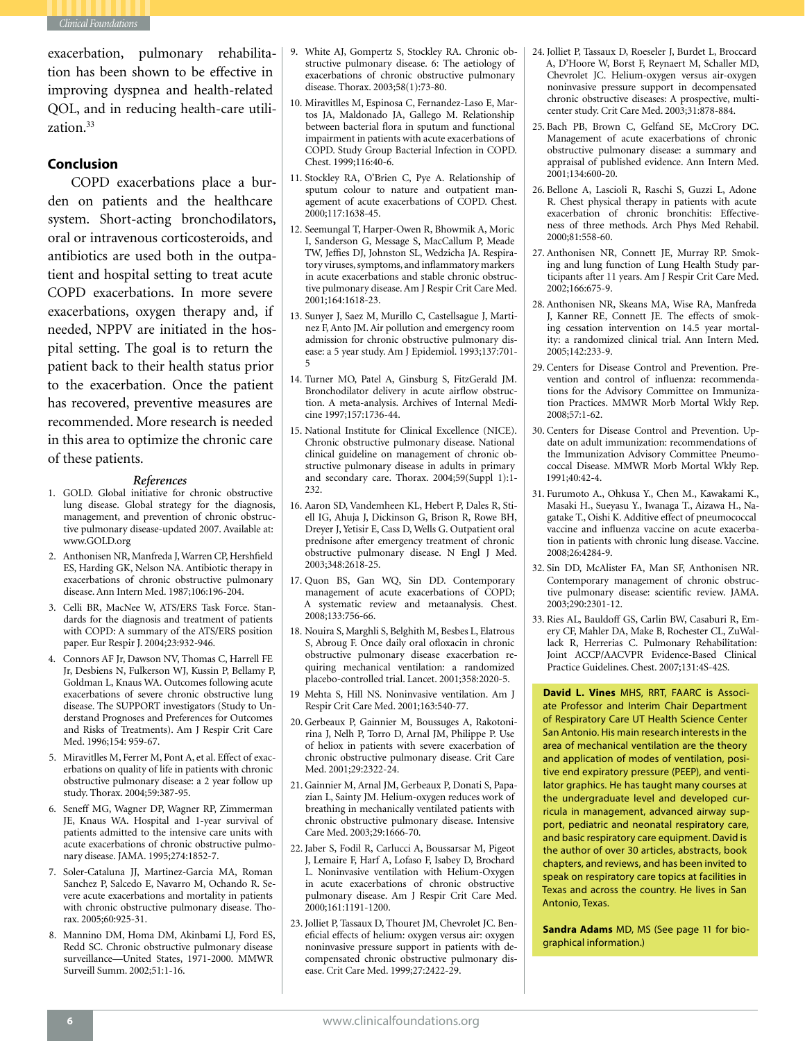exacerbation, pulmonary rehabilitation has been shown to be effective in improving dyspnea and health-related QOL, and in reducing health-care utilization.[33]

## Conclusion

COPD exacerbations place a burden on patients and the healthcare system. Short-acting bronchodilators, oral or intravenous corticosteroids, and antibiotics are used both in the outpatient and hospital setting to treat acute COPD exacerbations. In more severe exacerbations, oxygen therapy and, if needed, NPPV are initiated in the hospital setting. The goal is to return the patient back to their health status prior to the exacerbation. Once the patient has recovered, preventive measures are recommended. More research is needed in this area to optimize the chronic care of these patients.

### *References*

1. GOLD. Global initiative for chronic obstructive lung disease. Global strategy for the diagnosis, management, and prevention of chronic obstructive pulmonary disease-updated 2007. Available at: www.GOLD.org
2. Anthonisen NR, Manfreda J, Warren CP, Hershfield ES, Harding GK, Nelson NA. Antibiotic therapy in exacerbations of chronic obstructive pulmonary disease. Ann Intern Med. 1987;106:196-204.
3. Celli BR, MacNee W, ATS/ERS Task Force. Standards for the diagnosis and treatment of patients with COPD: A summary of the ATS/ERS position paper. Eur Respir J. 2004;23:932-946.
4. Connors AF Jr, Dawson NV, Thomas C, Harrell FE Jr, Desbiens N, Fulkerson WJ, Kussin P, Bellamy P, Goldman L, Knaus WA. Outcomes following acute exacerbations of severe chronic obstructive lung disease. The SUPPORT investigators (Study to Understand Prognoses and Preferences for Outcomes and Risks of Treatments). Am J Respir Crit Care Med. 1996;154: 959-67.
5. Miravitlles M, Ferrer M, Pont A, et al. Effect of exacerbations on quality of life in patients with chronic obstructive pulmonary disease: a 2 year follow up study. Thorax. 2004;59:387-95.
6. Seneff MG, Wagner DP, Wagner RP, Zimmerman JE, Knaus WA. Hospital and 1-year survival of patients admitted to the intensive care units with acute exacerbations of chronic obstructive pulmonary disease. JAMA. 1995;274:1852-7.
7. Soler-Cataluna JJ, Martinez-Garcia MA, Roman Sanchez P, Salcedo E, Navarro M, Ochando R. Severe acute exacerbations and mortality in patients with chronic obstructive pulmonary disease. Thorax. 2005;60:925-31.
8. Mannino DM, Homa DM, Akinbami LJ, Ford ES, Redd SC. Chronic obstructive pulmonary disease surveillance—United States, 1971-2000. MMWR Surveill Summ. 2002;51:1-16.
9. White AJ, Gompertz S, Stockley RA. Chronic obstructive pulmonary disease. 6: The aetiology of exacerbations of chronic obstructive pulmonary disease. Thorax. 2003;58(1):73-80.
10. Miravitlles M, Espinosa C, Fernandez-Laso E, Martos JA, Maldonado JA, Gallego M. Relationship between bacterial flora in sputum and functional impairment in patients with acute exacerbations of COPD. Study Group Bacterial Infection in COPD. Chest. 1999;116:40-6.
11. Stockley RA, O'Brien C, Pye A. Relationship of sputum colour to nature and outpatient management of acute exacerbations of COPD. Chest. 2000;117:1638-45.
12. Seemungal T, Harper-Owen R, Bhowmik A, Moric I, Sanderson G, Message S, MacCallum P, Meade TW, Jeffies DJ, Johnston SL, Wedzicha JA. Respiratory viruses, symptoms, and inflammatory markers in acute exacerbations and stable chronic obstructive pulmonary disease. Am J Respir Crit Care Med. 2001;164:1618-23.
13. Sunyer J, Saez M, Murillo C, Castellsague J, Martinez F, Anto JM. Air pollution and emergency room admission for chronic obstructive pulmonary disease: a 5 year study. Am J Epidemiol. 1993;137:701-5
14. Turner MO, Patel A, Ginsburg S, FitzGerald JM. Bronchodilator delivery in acute airflow obstruction. A meta-analysis. Archives of Internal Medicine 1997;157:1736-44.
15. National Institute for Clinical Excellence (NICE). Chronic obstructive pulmonary disease. National clinical guideline on management of chronic obstructive pulmonary disease in adults in primary and secondary care. Thorax. 2004;59(Suppl 1):1-232.
16. Aaron SD, Vandemheen KL, Hebert P, Dales R, Stiell IG, Ahuja J, Dickinson G, Brison R, Rowe BH, Dreyer J, Yetisir E, Cass D, Wells G. Outpatient oral prednisone after emergency treatment of chronic obstructive pulmonary disease. N Engl J Med. 2003;348:2618-25.
17. Quon BS, Gan WQ, Sin DD. Contemporary management of acute exacerbations of COPD; A systematic review and metaanalysis. Chest. 2008;133:756-66.
18. Nouira S, Marghli S, Belghith M, Besbes L, Elatrous S, Abroug F. Once daily oral ofloxacin in chronic obstructive pulmonary disease exacerbation requiring mechanical ventilation: a randomized placebo-controlled trial. Lancet. 2001;358:2020-5.
19. Mehta S, Hill NS. Noninvasive ventilation. Am J Respir Crit Care Med. 2001;163:540-77.
20. Gerbeaux P, Gainnier M, Boussuges A, Rakotonirina J, Nelh P, Torro D, Arnal JM, Philippe P. Use of heliox in patients with severe exacerbation of chronic obstructive pulmonary disease. Crit Care Med. 2001;29:2322-24.
21. Gainnier M, Arnal JM, Gerbeaux P, Donati S, Papazian L, Sainty JM. Helium-oxygen reduces work of breathing in mechanically ventilated patients with chronic obstructive pulmonary disease. Intensive Care Med. 2003;29:1666-70.
22. Jaber S, Fodil R, Carlucci A, Boussarsar M, Pigeot J, Lemaire F, Harf A, Lofaso F, Isabey D, Brochard L. Noninvasive ventilation with Helium-Oxygen in acute exacerbations of chronic obstructive pulmonary disease. Am J Respir Crit Care Med. 2000;161:1191-1200.
23. Jolliet P, Tassaux D, Thouret JM, Chevrolet JC. Beneficial effects of helium: oxygen versus air: oxygen noninvasive pressure support in patients with decompensated chronic obstructive pulmonary disease. Crit Care Med. 1999;27:2422-29.
24. Jolliet P, Tassaux D, Roeseler J, Burdet L, Broccard A, D'Hoore W, Borst F, Reynaert M, Schaller MD, Chevrolet JC. Helium-oxygen versus air-oxygen noninvasive pressure support in decompensated chronic obstructive diseases: A prospective, multicenter study. Crit Care Med. 2003;31:878-884.
25. Bach PB, Brown C, Gelfand SE, McCrory DC. Management of acute exacerbations of chronic obstructive pulmonary disease: a summary and appraisal of published evidence. Ann Intern Med. 2001;134:600-20.
26. Bellone A, Lascioli R, Raschi S, Guzzi L, Adone R. Chest physical therapy in patients with acute exacerbation of chronic bronchitis: Effectiveness of three methods. Arch Phys Med Rehabil. 2000;81:558-60.
27. Anthonisen NR, Connett JE, Murray RP. Smoking and lung function of Lung Health Study participants after 11 years. Am J Respir Crit Care Med. 2002;166:675-9.
28. Anthonisen NR, Skeans MA, Wise RA, Manfreda J, Kanner RE, Connett JE. The effects of smoking cessation intervention on 14.5 year mortality: a randomized clinical trial. Ann Intern Med. 2005;142:233-9.
29. Centers for Disease Control and Prevention. Prevention and control of influenza: recommendations for the Advisory Committee on Immunization Practices. MMWR Morb Mortal Wkly Rep. 2008;57:1-62.
30. Centers for Disease Control and Prevention. Update on adult immunization: recommendations of the Immunization Advisory Committee Pneumococcal Disease. MMWR Morb Mortal Wkly Rep. 1991;40:42-4.
31. Furumoto A., Ohkusa Y., Chen M., Kawakami K., Masaki H., Sueyasu Y., Iwanaga T., Aizawa H., Nagatake T., Oishi K. Additive effect of pneumococcal vaccine and influenza vaccine on acute exacerbation in patients with chronic lung disease. Vaccine. 2008;26:4284-9.
32. Sin DD, McAlister FA, Man SF, Anthonisen NR. Contemporary management of chronic obstructive pulmonary disease: scientific review. JAMA. 2003;290:2301-12.
33. Ries AL, Bauldoff GS, Carlin BW, Casaburi R, Emery CF, Mahler DA, Make B, Rochester CL, ZuWallack R, Herrerias C. Pulmonary Rehabilitation: Joint ACCP/AACVPR Evidence-Based Clinical Practice Guidelines. Chest. 2007;131:4S-42S.

**David L. Vines** MHS, RRT, FAARC is Associate Professor and Interim Chair Department of Respiratory Care UT Health Science Center San Antonio. His main research interests in the area of mechanical ventilation are the theory and application of modes of ventilation, positive end expiratory pressure (PEEP), and ventilator graphics. He has taught many courses at the undergraduate level and developed curricula in management, advanced airway support, pediatric and neonatal respiratory care, and basic respiratory care equipment. David is the author of over 30 articles, abstracts, book chapters, and reviews, and has been invited to speak on respiratory care topics at facilities in Texas and across the country. He lives in San Antonio, Texas.

**Sandra Adams** MD, MS (See page 11 for biographical information.)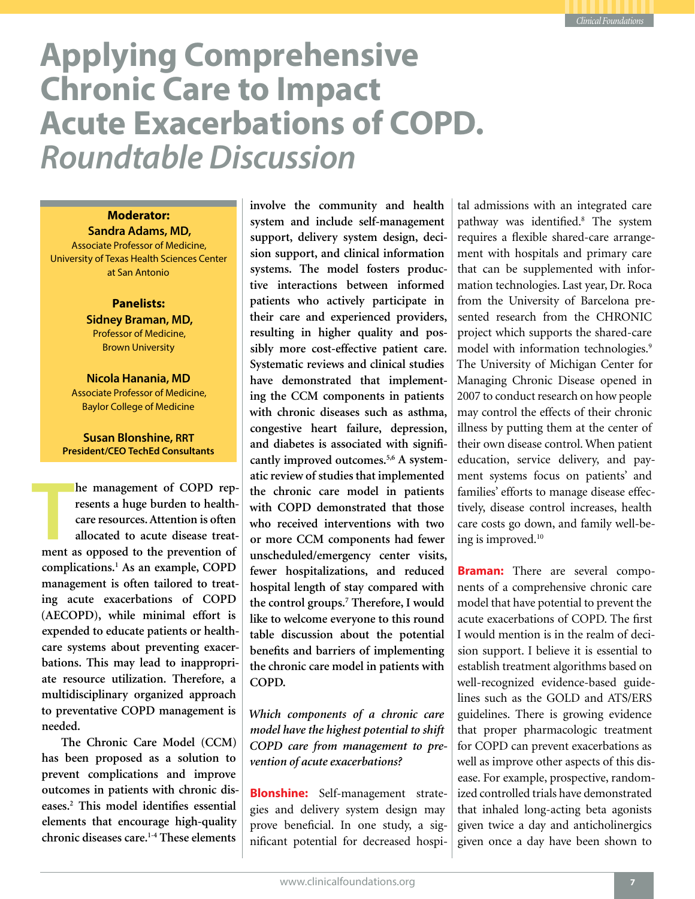# Applying Comprehensive Chronic Care to Impact Acute Exacerbations of COPD. *Roundtable Discussion*

**Moderator:**
**Sandra Adams, MD,**
Associate Professor of Medicine,
University of Texas Health Sciences Center at San Antonio

**Panelists:**
**Sidney Braman, MD,**
Professor of Medicine,
Brown University

**Nicola Hanania, MD**
Associate Professor of Medicine,
Baylor College of Medicine

**Susan Blonshine, RRT**
**President/CEO TechEd Consultants**

**The management of COPD represents a huge burden to healthcare resources. Attention is often allocated to acute disease treatment as opposed to the prevention of complications.[1] As an example, COPD management is often tailored to treating acute exacerbations of COPD (AECOPD), while minimal effort is expended to educate patients or healthcare systems about preventing exacerbations. This may lead to inappropriate resource utilization. Therefore, a multidisciplinary organized approach to preventative COPD management is needed.**

**The Chronic Care Model (CCM) has been proposed as a solution to prevent complications and improve outcomes in patients with chronic diseases.[2] This model identifies essential elements that encourage high-quality chronic diseases care.[1-4] These elements involve the community and health system and include self-management support, delivery system design, decision support, and clinical information systems. The model fosters productive interactions between informed patients who actively participate in their care and experienced providers, resulting in higher quality and possibly more cost-effective patient care. Systematic reviews and clinical studies have demonstrated that implementing the CCM components in patients with chronic diseases such as asthma, congestive heart failure, depression, and diabetes is associated with significantly improved outcomes.[5,6] A systematic review of studies that implemented the chronic care model in patients with COPD demonstrated that those who received interventions with two or more CCM components had fewer unscheduled/emergency center visits, fewer hospitalizations, and reduced hospital length of stay compared with the control groups.[7] Therefore, I would like to welcome everyone to this round table discussion about the potential benefits and barriers of implementing the chronic care model in patients with COPD.**

*Which components of a chronic care model have the highest potential to shift COPD care from management to prevention of acute exacerbations?*

**Blonshine:** Self-management strategies and delivery system design may prove beneficial. In one study, a significant potential for decreased hospital admissions with an integrated care pathway was identified.[8] The system requires a flexible shared-care arrangement with hospitals and primary care that can be supplemented with information technologies. Last year, Dr. Roca from the University of Barcelona presented research from the CHRONIC project which supports the shared-care model with information technologies.[9] The University of Michigan Center for Managing Chronic Disease opened in 2007 to conduct research on how people may control the effects of their chronic illness by putting them at the center of their own disease control. When patient education, service delivery, and payment systems focus on patients' and families' efforts to manage disease effectively, disease control increases, health care costs go down, and family well-being is improved.[10]

**Braman:** There are several components of a comprehensive chronic care model that have potential to prevent the acute exacerbations of COPD. The first I would mention is in the realm of decision support. I believe it is essential to establish treatment algorithms based on well-recognized evidence-based guidelines such as the GOLD and ATS/ERS guidelines. There is growing evidence that proper pharmacologic treatment for COPD can prevent exacerbations as well as improve other aspects of this disease. For example, prospective, randomized controlled trials have demonstrated that inhaled long-acting beta agonists given twice a day and anticholinergics given once a day have been shown to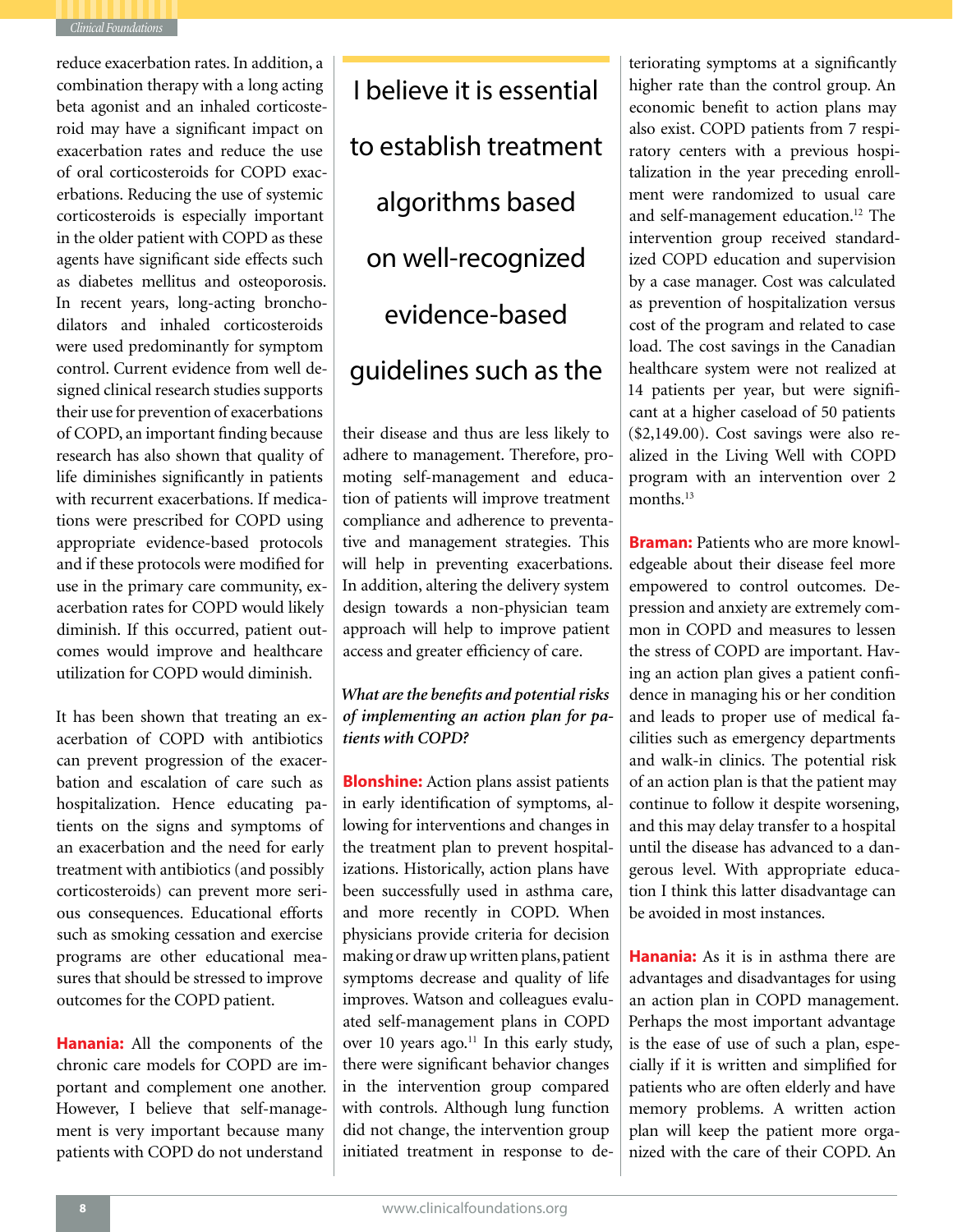reduce exacerbation rates. In addition, a combination therapy with a long acting beta agonist and an inhaled corticosteroid may have a significant impact on exacerbation rates and reduce the use of oral corticosteroids for COPD exacerbations. Reducing the use of systemic corticosteroids is especially important in the older patient with COPD as these agents have significant side effects such as diabetes mellitus and osteoporosis. In recent years, long-acting bronchodilators and inhaled corticosteroids were used predominantly for symptom control. Current evidence from well designed clinical research studies supports their use for prevention of exacerbations of COPD, an important finding because research has also shown that quality of life diminishes significantly in patients with recurrent exacerbations. If medications were prescribed for COPD using appropriate evidence-based protocols and if these protocols were modified for use in the primary care community, exacerbation rates for COPD would likely diminish. If this occurred, patient outcomes would improve and healthcare utilization for COPD would diminish.

It has been shown that treating an exacerbation of COPD with antibiotics can prevent progression of the exacerbation and escalation of care such as hospitalization. Hence educating patients on the signs and symptoms of an exacerbation and the need for early treatment with antibiotics (and possibly corticosteroids) can prevent more serious consequences. Educational efforts such as smoking cessation and exercise programs are other educational measures that should be stressed to improve outcomes for the COPD patient.

**Hanania:** All the components of the chronic care models for COPD are important and complement one another. However, I believe that self-management is very important because many patients with COPD do not understand their disease and thus are less likely to adhere to management. Therefore, promoting self-management and education of patients will improve treatment compliance and adherence to preventative and management strategies. This will help in preventing exacerbations. In addition, altering the delivery system design towards a non-physician team approach will help to improve patient access and greater efficiency of care.

> I believe it is essential to establish treatment algorithms based on well-recognized evidence-based guidelines such as the

*What are the benefits and potential risks of implementing an action plan for patients with COPD?*

**Blonshine:** Action plans assist patients in early identification of symptoms, allowing for interventions and changes in the treatment plan to prevent hospitalizations. Historically, action plans have been successfully used in asthma care, and more recently in COPD. When physicians provide criteria for decision making or draw up written plans, patient symptoms decrease and quality of life improves. Watson and colleagues evaluated self-management plans in COPD over 10 years ago.[11] In this early study, there were significant behavior changes in the intervention group compared with controls. Although lung function did not change, the intervention group initiated treatment in response to deteriorating symptoms at a significantly higher rate than the control group. An economic benefit to action plans may also exist. COPD patients from 7 respiratory centers with a previous hospitalization in the year preceding enrollment were randomized to usual care and self-management education.[12] The intervention group received standardized COPD education and supervision by a case manager. Cost was calculated as prevention of hospitalization versus cost of the program and related to case load. The cost savings in the Canadian healthcare system were not realized at 14 patients per year, but were significant at a higher caseload of 50 patients ($2,149.00). Cost savings were also realized in the Living Well with COPD program with an intervention over 2 months.[13]

**Braman:** Patients who are more knowledgeable about their disease feel more empowered to control outcomes. Depression and anxiety are extremely common in COPD and measures to lessen the stress of COPD are important. Having an action plan gives a patient confidence in managing his or her condition and leads to proper use of medical facilities such as emergency departments and walk-in clinics. The potential risk of an action plan is that the patient may continue to follow it despite worsening, and this may delay transfer to a hospital until the disease has advanced to a dangerous level. With appropriate education I think this latter disadvantage can be avoided in most instances.

**Hanania:** As it is in asthma there are advantages and disadvantages for using an action plan in COPD management. Perhaps the most important advantage is the ease of use of such a plan, especially if it is written and simplified for patients who are often elderly and have memory problems. A written action plan will keep the patient more organized with the care of their COPD. An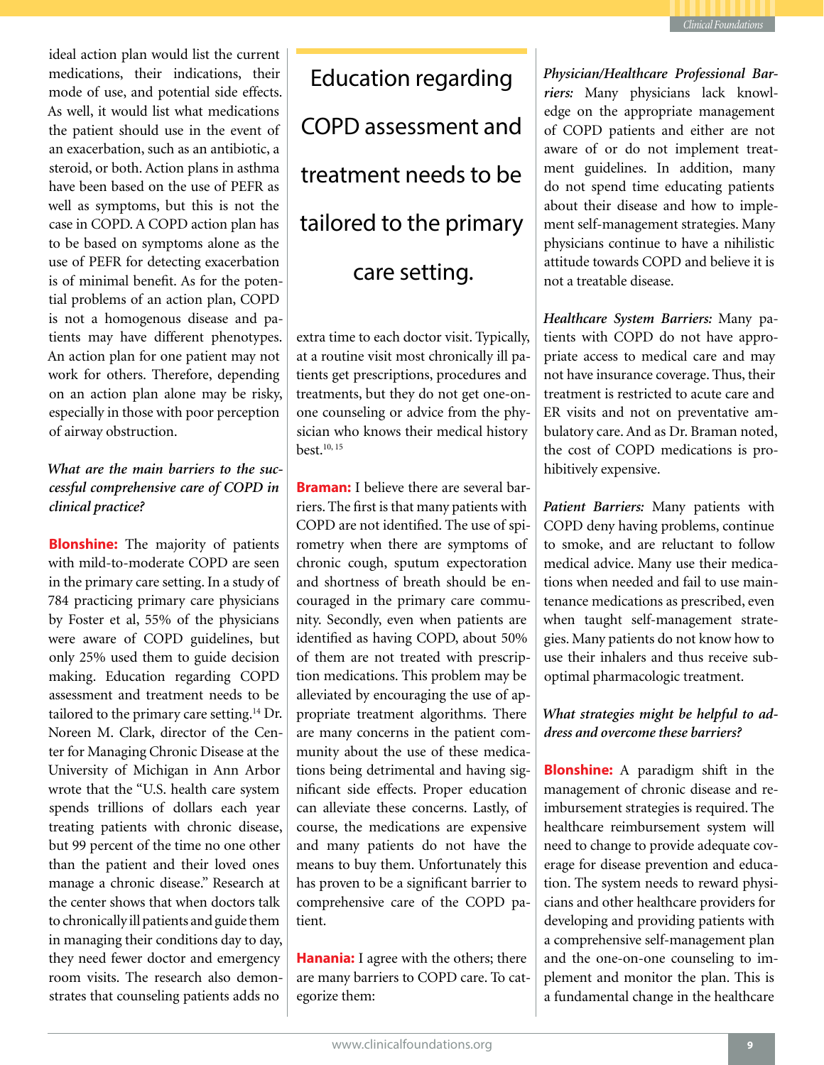ideal action plan would list the current medications, their indications, their mode of use, and potential side effects. As well, it would list what medications the patient should use in the event of an exacerbation, such as an antibiotic, a steroid, or both. Action plans in asthma have been based on the use of PEFR as well as symptoms, but this is not the case in COPD. A COPD action plan has to be based on symptoms alone as the use of PEFR for detecting exacerbation is of minimal benefit. As for the potential problems of an action plan, COPD is not a homogenous disease and patients may have different phenotypes. An action plan for one patient may not work for others. Therefore, depending on an action plan alone may be risky, especially in those with poor perception of airway obstruction.

***What are the main barriers to the successful comprehensive care of COPD in clinical practice?***

**Blonshine:** The majority of patients with mild-to-moderate COPD are seen in the primary care setting. In a study of 784 practicing primary care physicians by Foster et al, 55% of the physicians were aware of COPD guidelines, but only 25% used them to guide decision making. Education regarding COPD assessment and treatment needs to be tailored to the primary care setting.[14] Dr. Noreen M. Clark, director of the Center for Managing Chronic Disease at the University of Michigan in Ann Arbor wrote that the "U.S. health care system spends trillions of dollars each year treating patients with chronic disease, but 99 percent of the time no one other than the patient and their loved ones manage a chronic disease." Research at the center shows that when doctors talk to chronically ill patients and guide them in managing their conditions day to day, they need fewer doctor and emergency room visits. The research also demonstrates that counseling patients adds no extra time to each doctor visit. Typically, at a routine visit most chronically ill patients get prescriptions, procedures and treatments, but they do not get one-on-one counseling or advice from the physician who knows their medical history best.[10, 15]

> Education regarding COPD assessment and treatment needs to be tailored to the primary care setting.

**Braman:** I believe there are several barriers. The first is that many patients with COPD are not identified. The use of spirometry when there are symptoms of chronic cough, sputum expectoration and shortness of breath should be encouraged in the primary care community. Secondly, even when patients are identified as having COPD, about 50% of them are not treated with prescription medications. This problem may be alleviated by encouraging the use of appropriate treatment algorithms. There are many concerns in the patient community about the use of these medications being detrimental and having significant side effects. Proper education can alleviate these concerns. Lastly, of course, the medications are expensive and many patients do not have the means to buy them. Unfortunately this has proven to be a significant barrier to comprehensive care of the COPD patient.

**Hanania:** I agree with the others; there are many barriers to COPD care. To categorize them:

*Physician/Healthcare Professional Barriers:* Many physicians lack knowledge on the appropriate management of COPD patients and either are not aware of or do not implement treatment guidelines. In addition, many do not spend time educating patients about their disease and how to implement self-management strategies. Many physicians continue to have a nihilistic attitude towards COPD and believe it is not a treatable disease.

*Healthcare System Barriers:* Many patients with COPD do not have appropriate access to medical care and may not have insurance coverage. Thus, their treatment is restricted to acute care and ER visits and not on preventative ambulatory care. And as Dr. Braman noted, the cost of COPD medications is prohibitively expensive.

*Patient Barriers:* Many patients with COPD deny having problems, continue to smoke, and are reluctant to follow medical advice. Many use their medications when needed and fail to use maintenance medications as prescribed, even when taught self-management strategies. Many patients do not know how to use their inhalers and thus receive suboptimal pharmacologic treatment.

***What strategies might be helpful to address and overcome these barriers?***

**Blonshine:** A paradigm shift in the management of chronic disease and reimbursement strategies is required. The healthcare reimbursement system will need to change to provide adequate coverage for disease prevention and education. The system needs to reward physicians and other healthcare providers for developing and providing patients with a comprehensive self-management plan and the one-on-one counseling to implement and monitor the plan. This is a fundamental change in the healthcare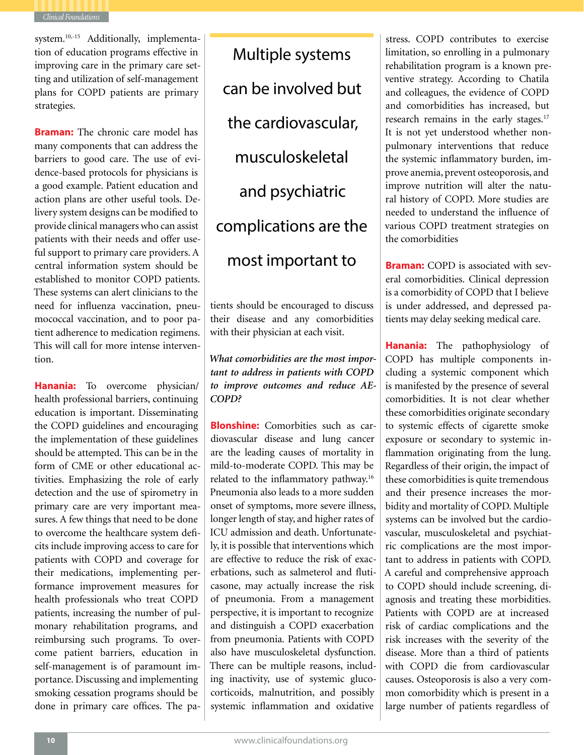system.[10,-15] Additionally, implementation of education programs effective in improving care in the primary care setting and utilization of self-management plans for COPD patients are primary strategies.

**Braman:** The chronic care model has many components that can address the barriers to good care. The use of evidence-based protocols for physicians is a good example. Patient education and action plans are other useful tools. Delivery system designs can be modified to provide clinical managers who can assist patients with their needs and offer useful support to primary care providers. A central information system should be established to monitor COPD patients. These systems can alert clinicians to the need for influenza vaccination, pneumococcal vaccination, and to poor patient adherence to medication regimens. This will call for more intense intervention.

**Hanania:** To overcome physician/health professional barriers, continuing education is important. Disseminating the COPD guidelines and encouraging the implementation of these guidelines should be attempted. This can be in the form of CME or other educational activities. Emphasizing the role of early detection and the use of spirometry in primary care are very important measures. A few things that need to be done to overcome the healthcare system deficits include improving access to care for patients with COPD and coverage for their medications, implementing performance improvement measures for health professionals who treat COPD patients, increasing the number of pulmonary rehabilitation programs, and reimbursing such programs. To overcome patient barriers, education in self-management is of paramount importance. Discussing and implementing smoking cessation programs should be done in primary care offices. The patients should be encouraged to discuss their disease and any comorbidities with their physician at each visit.

> Multiple systems can be involved but the cardiovascular, musculoskeletal and psychiatric complications are the most important to

*What comorbidities are the most important to address in patients with COPD to improve outcomes and reduce AE-COPD?*

**Blonshine:** Comorbities such as cardiovascular disease and lung cancer are the leading causes of mortality in mild-to-moderate COPD. This may be related to the inflammatory pathway.[16] Pneumonia also leads to a more sudden onset of symptoms, more severe illness, longer length of stay, and higher rates of ICU admission and death. Unfortunately, it is possible that interventions which are effective to reduce the risk of exacerbations, such as salmeterol and fluticasone, may actually increase the risk of pneumonia. From a management perspective, it is important to recognize and distinguish a COPD exacerbation from pneumonia. Patients with COPD also have musculoskeletal dysfunction. There can be multiple reasons, including inactivity, use of systemic glucocorticoids, malnutrition, and possibly systemic inflammation and oxidative stress. COPD contributes to exercise limitation, so enrolling in a pulmonary rehabilitation program is a known preventive strategy. According to Chatila and colleagues, the evidence of COPD and comorbidities has increased, but research remains in the early stages.[17] It is not yet understood whether non-pulmonary interventions that reduce the systemic inflammatory burden, improve anemia, prevent osteoporosis, and improve nutrition will alter the natural history of COPD. More studies are needed to understand the influence of various COPD treatment strategies on the comorbidities

**Braman:** COPD is associated with several comorbidities. Clinical depression is a comorbidity of COPD that I believe is under addressed, and depressed patients may delay seeking medical care.

**Hanania:** The pathophysiology of COPD has multiple components including a systemic component which is manifested by the presence of several comorbidities. It is not clear whether these comorbidities originate secondary to systemic effects of cigarette smoke exposure or secondary to systemic inflammation originating from the lung. Regardless of their origin, the impact of these comorbidities is quite tremendous and their presence increases the morbidity and mortality of COPD. Multiple systems can be involved but the cardiovascular, musculoskeletal and psychiatric complications are the most important to address in patients with COPD. A careful and comprehensive approach to COPD should include screening, diagnosis and treating these morbidities. Patients with COPD are at increased risk of cardiac complications and the risk increases with the severity of the disease. More than a third of patients with COPD die from cardiovascular causes. Osteoporosis is also a very common comorbidity which is present in a large number of patients regardless of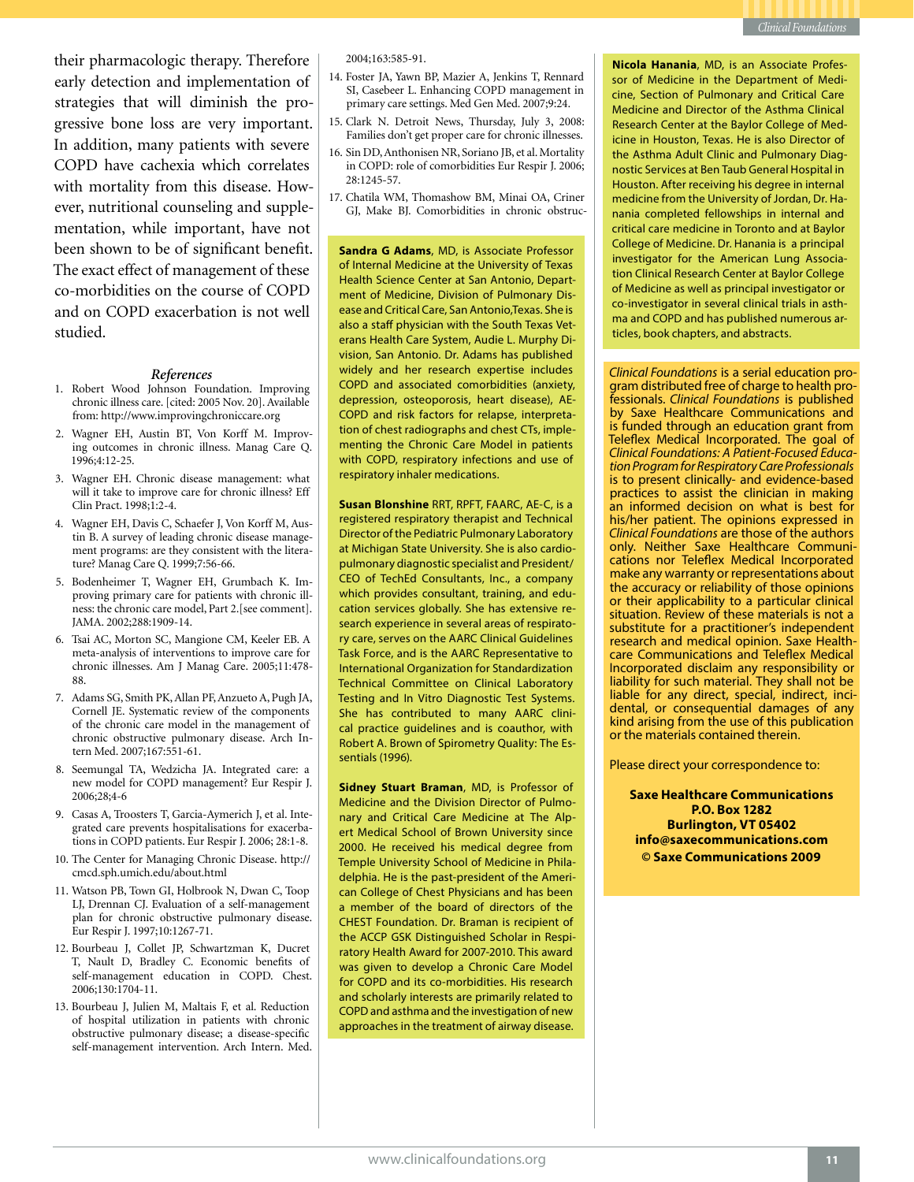their pharmacologic therapy. Therefore early detection and implementation of strategies that will diminish the progressive bone loss are very important. In addition, many patients with severe COPD have cachexia which correlates with mortality from this disease. However, nutritional counseling and supplementation, while important, have not been shown to be of significant benefit. The exact effect of management of these co-morbidities on the course of COPD and on COPD exacerbation is not well studied.

### *References*

1. Robert Wood Johnson Foundation. Improving chronic illness care. [cited: 2005 Nov. 20]. Available from: http://www.improvingchroniccare.org
2. Wagner EH, Austin BT, Von Korff M. Improving outcomes in chronic illness. Manag Care Q. 1996;4:12-25.
3. Wagner EH. Chronic disease management: what will it take to improve care for chronic illness? Eff Clin Pract. 1998;1:2-4.
4. Wagner EH, Davis C, Schaefer J, Von Korff M, Austin B. A survey of leading chronic disease management programs: are they consistent with the literature? Manag Care Q. 1999;7:56-66.
5. Bodenheimer T, Wagner EH, Grumbach K. Improving primary care for patients with chronic illness: the chronic care model, Part 2.[see comment]. JAMA. 2002;288:1909-14.
6. Tsai AC, Morton SC, Mangione CM, Keeler EB. A meta-analysis of interventions to improve care for chronic illnesses. Am J Manag Care. 2005;11:478-88.
7. Adams SG, Smith PK, Allan PF, Anzueto A, Pugh JA, Cornell JE. Systematic review of the components of the chronic care model in the management of chronic obstructive pulmonary disease. Arch Intern Med. 2007;167:551-61.
8. Seemungal TA, Wedzicha JA. Integrated care: a new model for COPD management? Eur Respir J. 2006;28;4-6
9. Casas A, Troosters T, Garcia-Aymerich J, et al. Integrated care prevents hospitalisations for exacerbations in COPD patients. Eur Respir J. 2006; 28:1-8.
10. The Center for Managing Chronic Disease. http://cmcd.sph.umich.edu/about.html
11. Watson PB, Town GI, Holbrook N, Dwan C, Toop LJ, Drennan CJ. Evaluation of a self-management plan for chronic obstructive pulmonary disease. Eur Respir J. 1997;10:1267-71.
12. Bourbeau J, Collet JP, Schwartzman K, Ducret T, Nault D, Bradley C. Economic benefits of self-management education in COPD. Chest. 2006;130:1704-11.
13. Bourbeau J, Julien M, Maltais F, et al. Reduction of hospital utilization in patients with chronic obstructive pulmonary disease; a disease-specific self-management intervention. Arch Intern. Med. 2004;163:585-91.
14. Foster JA, Yawn BP, Mazier A, Jenkins T, Rennard SI, Casebeer L. Enhancing COPD management in primary care settings. Med Gen Med. 2007;9:24.
15. Clark N. Detroit News, Thursday, July 3, 2008: Families don't get proper care for chronic illnesses.
16. Sin DD, Anthonisen NR, Soriano JB, et al. Mortality in COPD: role of comorbidities Eur Respir J. 2006; 28:1245-57.
17. Chatila WM, Thomashow BM, Minai OA, Criner GJ, Make BJ. Comorbidities in chronic obstruc-

**Sandra G Adams**, MD, is Associate Professor of Internal Medicine at the University of Texas Health Science Center at San Antonio, Department of Medicine, Division of Pulmonary Disease and Critical Care, San Antonio,Texas. She is also a staff physician with the South Texas Veterans Health Care System, Audie L. Murphy Division, San Antonio. Dr. Adams has published widely and her research expertise includes COPD and associated comorbidities (anxiety, depression, osteoporosis, heart disease), AE-COPD and risk factors for relapse, interpretation of chest radiographs and chest CTs, implementing the Chronic Care Model in patients with COPD, respiratory infections and use of respiratory inhaler medications.

**Susan Blonshine** RRT, RPFT, FAARC, AE-C, is a registered respiratory therapist and Technical Director of the Pediatric Pulmonary Laboratory at Michigan State University. She is also cardiopulmonary diagnostic specialist and President/CEO of TechEd Consultants, Inc., a company which provides consultant, training, and education services globally. She has extensive research experience in several areas of respiratory care, serves on the AARC Clinical Guidelines Task Force, and is the AARC Representative to International Organization for Standardization Technical Committee on Clinical Laboratory Testing and In Vitro Diagnostic Test Systems. She has contributed to many AARC clinical practice guidelines and is coauthor, with Robert A. Brown of Spirometry Quality: The Essentials (1996).

**Sidney Stuart Braman**, MD, is Professor of Medicine and the Division Director of Pulmonary and Critical Care Medicine at The Alpert Medical School of Brown University since 2000. He received his medical degree from Temple University School of Medicine in Philadelphia. He is the past-president of the American College of Chest Physicians and has been a member of the board of directors of the CHEST Foundation. Dr. Braman is recipient of the ACCP GSK Distinguished Scholar in Respiratory Health Award for 2007-2010. This award was given to develop a Chronic Care Model for COPD and its co-morbidities. His research and scholarly interests are primarily related to COPD and asthma and the investigation of new approaches in the treatment of airway disease.

**Nicola Hanania**, MD, is an Associate Professor of Medicine in the Department of Medicine, Section of Pulmonary and Critical Care Medicine and Director of the Asthma Clinical Research Center at the Baylor College of Medicine in Houston, Texas. He is also Director of the Asthma Adult Clinic and Pulmonary Diagnostic Services at Ben Taub General Hospital in Houston. After receiving his degree in internal medicine from the University of Jordan, Dr. Hanania completed fellowships in internal and critical care medicine in Toronto and at Baylor College of Medicine. Dr. Hanania is a principal investigator for the American Lung Association Clinical Research Center at Baylor College of Medicine as well as principal investigator or co-investigator in several clinical trials in asthma and COPD and has published numerous articles, book chapters, and abstracts.

*Clinical Foundations* is a serial education program distributed free of charge to health professionals. *Clinical Foundations* is published by Saxe Healthcare Communications and is funded through an education grant from Teleflex Medical Incorporated. The goal of *Clinical Foundations: A Patient-Focused Education Program for Respiratory Care Professionals* is to present clinically- and evidence-based practices to assist the clinician in making an informed decision on what is best for his/her patient. The opinions expressed in *Clinical Foundations* are those of the authors only. Neither Saxe Healthcare Communications nor Teleflex Medical Incorporated make any warranty or representations about the accuracy or reliability of those opinions or their applicability to a particular clinical situation. Review of these materials is not a substitute for a practitioner's independent research and medical opinion. Saxe Healthcare Communications and Teleflex Medical Incorporated disclaim any responsibility or liability for such material. They shall not be liable for any direct, special, indirect, incidental, or consequential damages of any kind arising from the use of this publication or the materials contained therein.

Please direct your correspondence to:

**Saxe Healthcare Communications**
**P.O. Box 1282**
**Burlington, VT 05402**
**info@saxecommunications.com**
**© Saxe Communications 2009**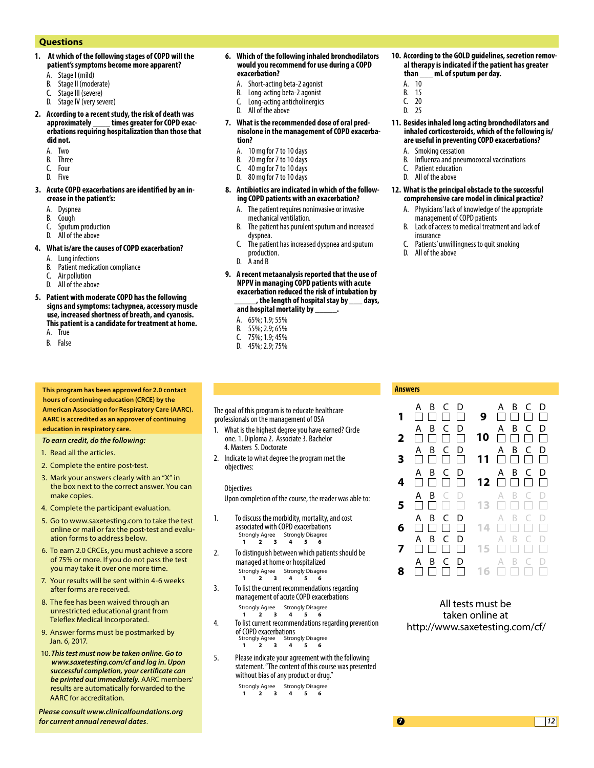## Questions

1. **At which of the following stages of COPD will the patient's symptoms become more apparent?**
   - A. Stage I (mild)
   - B. Stage II (moderate)
   - C. Stage III (severe)
   - D. Stage IV (very severe)

2. **According to a recent study, the risk of death was approximately _____ times greater for COPD exacerbations requiring hospitalization than those that did not.**
   - A. Two
   - B. Three
   - C. Four
   - D. Five

3. **Acute COPD exacerbations are identified by an increase in the patient's:**
   - A. Dyspnea
   - B. Cough
   - C. Sputum production
   - D. All of the above

4. **What is/are the causes of COPD exacerbation?**
   - A. Lung infections
   - B. Patient medication compliance
   - C. Air pollution
   - D. All of the above

5. **Patient with moderate COPD has the following signs and symptoms: tachypnea, accessory muscle use, increased shortness of breath, and cyanosis. This patient is a candidate for treatment at home.**
   - A. True
   - B. False

6. **Which of the following inhaled bronchodilators would you recommend for use during a COPD exacerbation?**
   - A. Short-acting beta-2 agonist
   - B. Long-acting beta-2 agonist
   - C. Long-acting anticholinergics
   - D. All of the above

7. **What is the recommended dose of oral prednisolone in the management of COPD exacerbation?**
   - A. 10 mg for 7 to 10 days
   - B. 20 mg for 7 to 10 days
   - C. 40 mg for 7 to 10 days
   - D. 80 mg for 7 to 10 days

8. **Antibiotics are indicated in which of the following COPD patients with an exacerbation?**
   - A. The patient requires noninvasive or invasive mechanical ventilation.
   - B. The patient has purulent sputum and increased dyspnea.
   - C. The patient has increased dyspnea and sputum production.
   - D. A and B

9. **A recent metaanalysis reported that the use of NPPV in managing COPD patients with acute exacerbation reduced the risk of intubation by ______, the length of hospital stay by ____ days, and hospital mortality by ______.**
   - A. 65%; 1.9; 55%
   - B. 55%; 2.9; 65%
   - C. 75%; 1.9; 45%
   - D. 45%; 2.9; 75%

10. **According to the GOLD guidelines, secretion removal therapy is indicated if the patient has greater than ____ mL of sputum per day.**
    - A. 10
    - B. 15
    - C. 20
    - D. 25

11. **Besides inhaled long acting bronchodilators and inhaled corticosteroids, which of the following is/are useful in preventing COPD exacerbations?**
    - A. Smoking cessation
    - B. Influenza and pneumococcal vaccinations
    - C. Patient education
    - D. All of the above

12. **What is the principal obstacle to the successful comprehensive care model in clinical practice?**
    - A. Physicians' lack of knowledge of the appropriate management of COPD patients
    - B. Lack of access to medical treatment and lack of insurance
    - C. Patients' unwillingness to quit smoking
    - D. All of the above

**This program has been approved for 2.0 contact hours of continuing education (CRCE) by the American Association for Respiratory Care (AARC). AARC is accredited as an approver of continuing education in respiratory care.**

***To earn credit, do the following:***

1. Read all the articles.
2. Complete the entire post-test.
3. Mark your answers clearly with an "X" in the box next to the correct answer. You can make copies.
4. Complete the participant evaluation.
5. Go to www.saxetesting.com to take the test online or mail or fax the post-test and evaluation forms to address below.
6. To earn 2.0 CRCEs, you must achieve a score of 75% or more. If you do not pass the test you may take it over one more time.
7. Your results will be sent within 4-6 weeks after forms are received.
8. The fee has been waived through an unrestricted educational grant from Teleflex Medical Incorporated.
9. Answer forms must be postmarked by Jan. 6, 2017.
10. ***This test must now be taken online. Go to www.saxetesting.com/cf and log in. Upon successful completion, your certificate can be printed out immediately.*** AARC members' results are automatically forwarded to the AARC for accreditation.

***Please consult www.clinicalfoundations.org for current annual renewal dates.***

The goal of this program is to educate healthcare professionals on the management of OSA

1. What is the highest degree you have earned? Circle one. 1. Diploma 2. Associate 3. Bachelor 4. Masters 5. Doctorate
2. Indicate to what degree the program met the objectives:

Objectives

Upon completion of the course, the reader was able to:

1. To discuss the morbidity, mortality, and cost associated with COPD exacerbations
   Strongly Agree Strongly Disagree
   1 2 3 4 5 6
2. To distinguish between which patients should be managed at home or hospitalized
   Strongly Agree Strongly Disagree
   1 2 3 4 5 6
3. To list the current recommendations regarding management of acute COPD exacerbations
   Strongly Agree Strongly Disagree
   1 2 3 4 5 6
4. To list current recommendations regarding prevention of COPD exacerbations
   Strongly Agree Strongly Disagree
   1 2 3 4 5 6
5. Please indicate your agreement with the following statement. "The content of this course was presented without bias of any product or drug."
   Strongly Agree Strongly Disagree
   1 2 3 4 5 6

### Answers

| | A | B | C | D | | A | B | C | D |
|---|---|---|---|---|---|---|---|---|---|
| 1 | ☐ | ☐ | ☐ | ☐ | 9 | ☐ | ☐ | ☐ | ☐ |
| 2 | ☐ | ☐ | ☐ | ☐ | 10 | ☐ | ☐ | ☐ | ☐ |
| 3 | ☐ | ☐ | ☐ | ☐ | 11 | ☐ | ☐ | ☐ | ☐ |
| 4 | ☐ | ☐ | ☐ | ☐ | 12 | ☐ | ☐ | ☐ | ☐ |
| 5 | ☐ | ☐ | | | 13 | | | | |
| 6 | ☐ | ☐ | ☐ | ☐ | 14 | | | | |
| 7 | ☐ | ☐ | ☐ | ☐ | 15 | | | | |
| 8 | ☐ | ☐ | ☐ | ☐ | 16 | | | | |

All tests must be taken online at http://www.saxetesting.com/cf/